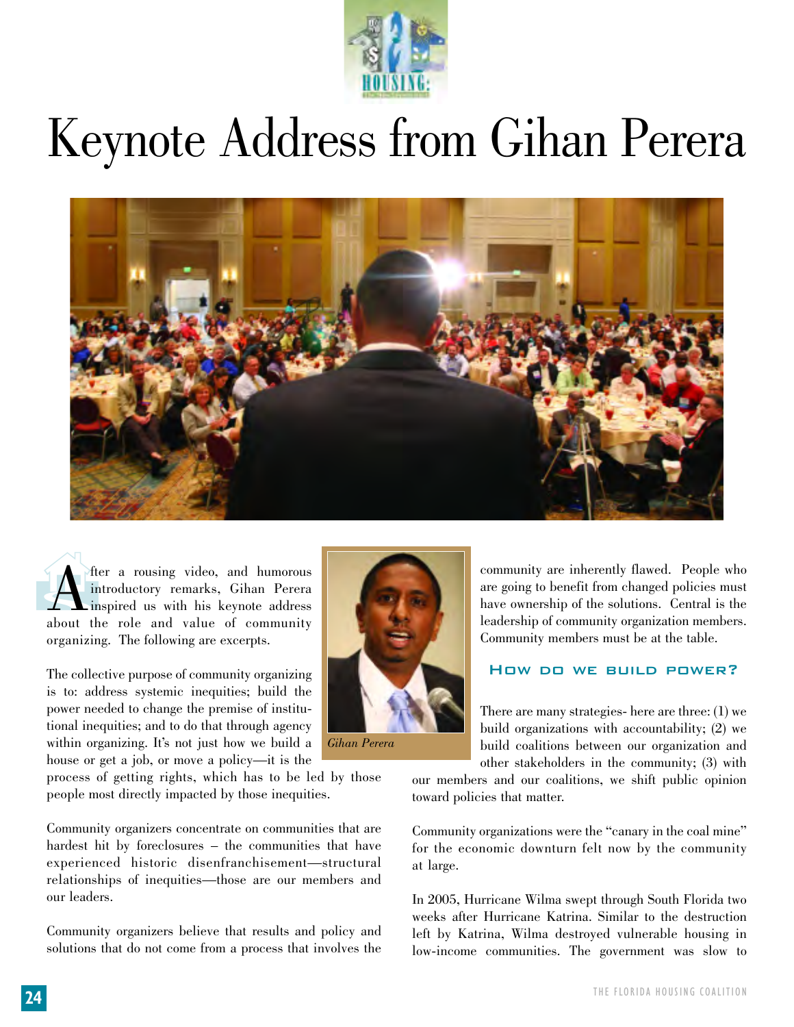# Keynote Address from Gihan Perera

After a rousing video, and humorous introductory remarks, Gihan Perera inspired us with his keynote address about the role and value of community organizing. The following are excerpts.

*Gihan Perera*

The collective purpose of community organizing is to: address systemic inequities; build the power needed to change the premise of institutional inequities; and to do that through agency within organizing. It's not just how we build a house or get a job, or move a policy—it is the process of getting rights, which has to be led by those people most directly impacted by those inequities.

Community organizers concentrate on communities that are hardest hit by foreclosures – the communities that have experienced historic disenfranchisement—structural relationships of inequities—those are our members and our leaders.

Community organizers believe that results and policy and solutions that do not come from a process that involves the community are inherently flawed. People who are going to benefit from changed policies must have ownership of the solutions. Central is the leadership of community organization members. Community members must be at the table.

## How do we build power?

There are many strategies- here are three: (1) we build organizations with accountability; (2) we build coalitions between our organization and other stakeholders in the community; (3) with our members and our coalitions, we shift public opinion toward policies that matter.

Community organizations were the "canary in the coal mine" for the economic downturn felt now by the community at large.

In 2005, Hurricane Wilma swept through South Florida two weeks after Hurricane Katrina. Similar to the destruction left by Katrina, Wilma destroyed vulnerable housing in low-income communities. The government was slow to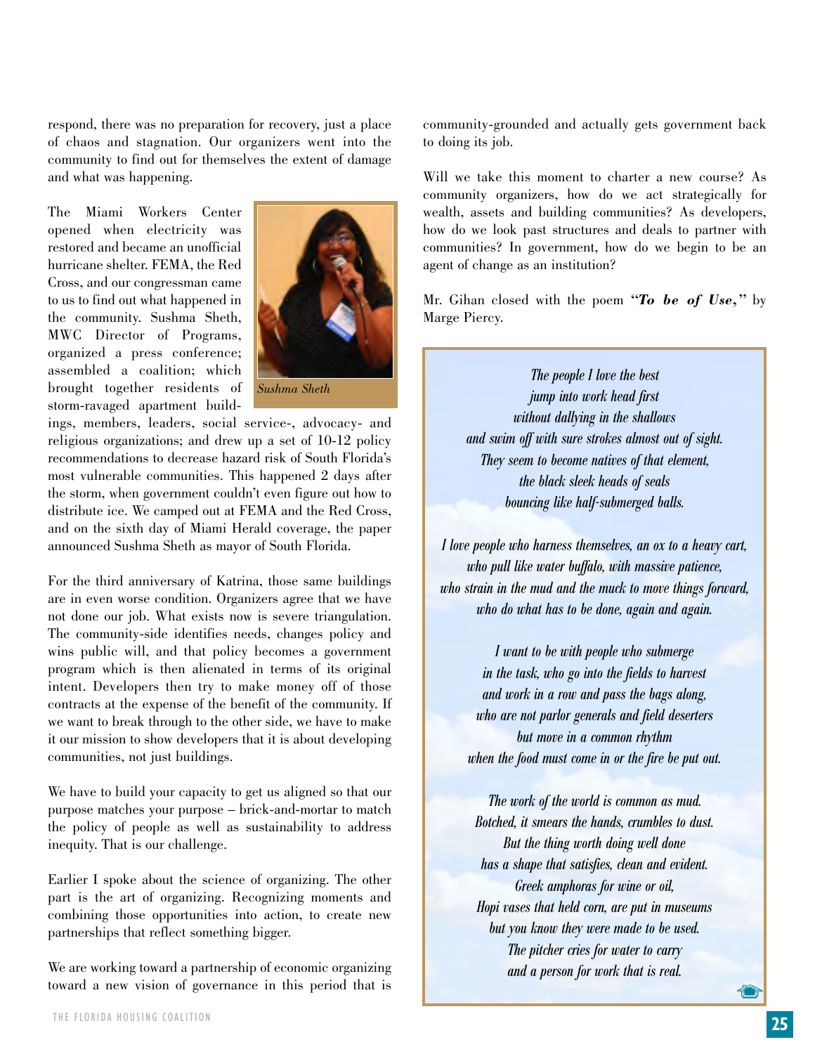respond, there was no preparation for recovery, just a place of chaos and stagnation. Our organizers went into the community to find out for themselves the extent of damage and what was happening.

The Miami Workers Center opened when electricity was restored and became an unofficial hurricane shelter. FEMA, the Red Cross, and our congressman came to us to find out what happened in the community. Sushma Sheth, MWC Director of Programs, organized a press conference; assembled a coalition; which brought together residents of storm-ravaged apartment buildings, members, leaders, social service-, advocacy- and religious organizations; and drew up a set of 10-12 policy recommendations to decrease hazard risk of South Florida's most vulnerable communities. This happened 2 days after the storm, when government couldn't even figure out how to distribute ice. We camped out at FEMA and the Red Cross, and on the sixth day of Miami Herald coverage, the paper announced Sushma Sheth as mayor of South Florida.

*Sushma Sheth*

For the third anniversary of Katrina, those same buildings are in even worse condition. Organizers agree that we have not done our job. What exists now is severe triangulation. The community-side identifies needs, changes policy and wins public will, and that policy becomes a government program which is then alienated in terms of its original intent. Developers then try to make money off of those contracts at the expense of the benefit of the community. If we want to break through to the other side, we have to make it our mission to show developers that it is about developing communities, not just buildings.

We have to build your capacity to get us aligned so that our purpose matches your purpose – brick-and-mortar to match the policy of people as well as sustainability to address inequity. That is our challenge.

Earlier I spoke about the science of organizing. The other part is the art of organizing. Recognizing moments and combining those opportunities into action, to create new partnerships that reflect something bigger.

We are working toward a partnership of economic organizing toward a new vision of governance in this period that is community-grounded and actually gets government back to doing its job.

Will we take this moment to charter a new course? As community organizers, how do we act strategically for wealth, assets and building communities? As developers, how do we look past structures and deals to partner with communities? In government, how do we begin to be an agent of change as an institution?

Mr. Gihan closed with the poem "***To be of Use,***" by Marge Piercy.

*The people I love the best*
*jump into work head first*
*without dallying in the shallows*
*and swim off with sure strokes almost out of sight.*
*They seem to become natives of that element,*
*the black sleek heads of seals*
*bouncing like half-submerged balls.*

*I love people who harness themselves, an ox to a heavy cart,*
*who pull like water buffalo, with massive patience,*
*who strain in the mud and the muck to move things forward,*
*who do what has to be done, again and again.*

*I want to be with people who submerge*
*in the task, who go into the fields to harvest*
*and work in a row and pass the bags along,*
*who are not parlor generals and field deserters*
*but move in a common rhythm*
*when the food must come in or the fire be put out.*

*The work of the world is common as mud.*
*Botched, it smears the hands, crumbles to dust.*
*But the thing worth doing well done*
*has a shape that satisfies, clean and evident.*
*Greek amphoras for wine or oil,*
*Hopi vases that held corn, are put in museums*
*but you know they were made to be used.*
*The pitcher cries for water to carry*
*and a person for work that is real.*